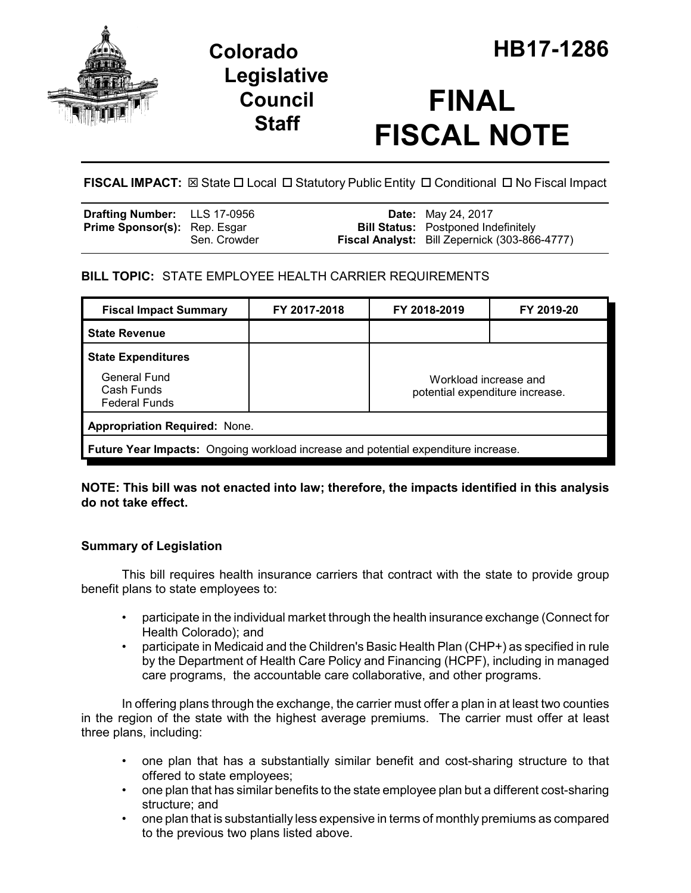# Colorado Legislative Council Staff

# HB17-1286

# FINAL FISCAL NOTE

**FISCAL IMPACT:** ☒ State ☐ Local ☐ Statutory Public Entity ☐ Conditional ☐ No Fiscal Impact

| | | | |
|---|---|---|---|
| **Drafting Number:** | LLS 17-0956 | **Date:** | May 24, 2017 |
| **Prime Sponsor(s):** | Rep. Esgar<br>Sen. Crowder | **Bill Status:** | Postponed Indefinitely |
| | | **Fiscal Analyst:** | Bill Zepernick (303-866-4777) |

## BILL TOPIC: STATE EMPLOYEE HEALTH CARRIER REQUIREMENTS

| Fiscal Impact Summary | FY 2017-2018 | FY 2018-2019 | FY 2019-20 |
|---|---|---|---|
| **State Revenue** | | | |
| **State Expenditures**<br>General Fund<br>Cash Funds<br>Federal Funds | | Workload increase and potential expenditure increase. | |
| **Appropriation Required:** None. | | | |
| **Future Year Impacts:** Ongoing workload increase and potential expenditure increase. | | | |

**NOTE: This bill was not enacted into law; therefore, the impacts identified in this analysis do not take effect.**

### Summary of Legislation

This bill requires health insurance carriers that contract with the state to provide group benefit plans to state employees to:

- participate in the individual market through the health insurance exchange (Connect for Health Colorado); and
- participate in Medicaid and the Children's Basic Health Plan (CHP+) as specified in rule by the Department of Health Care Policy and Financing (HCPF), including in managed care programs, the accountable care collaborative, and other programs.

In offering plans through the exchange, the carrier must offer a plan in at least two counties in the region of the state with the highest average premiums. The carrier must offer at least three plans, including:

- one plan that has a substantially similar benefit and cost-sharing structure to that offered to state employees;
- one plan that has similar benefits to the state employee plan but a different cost-sharing structure; and
- one plan that is substantially less expensive in terms of monthly premiums as compared to the previous two plans listed above.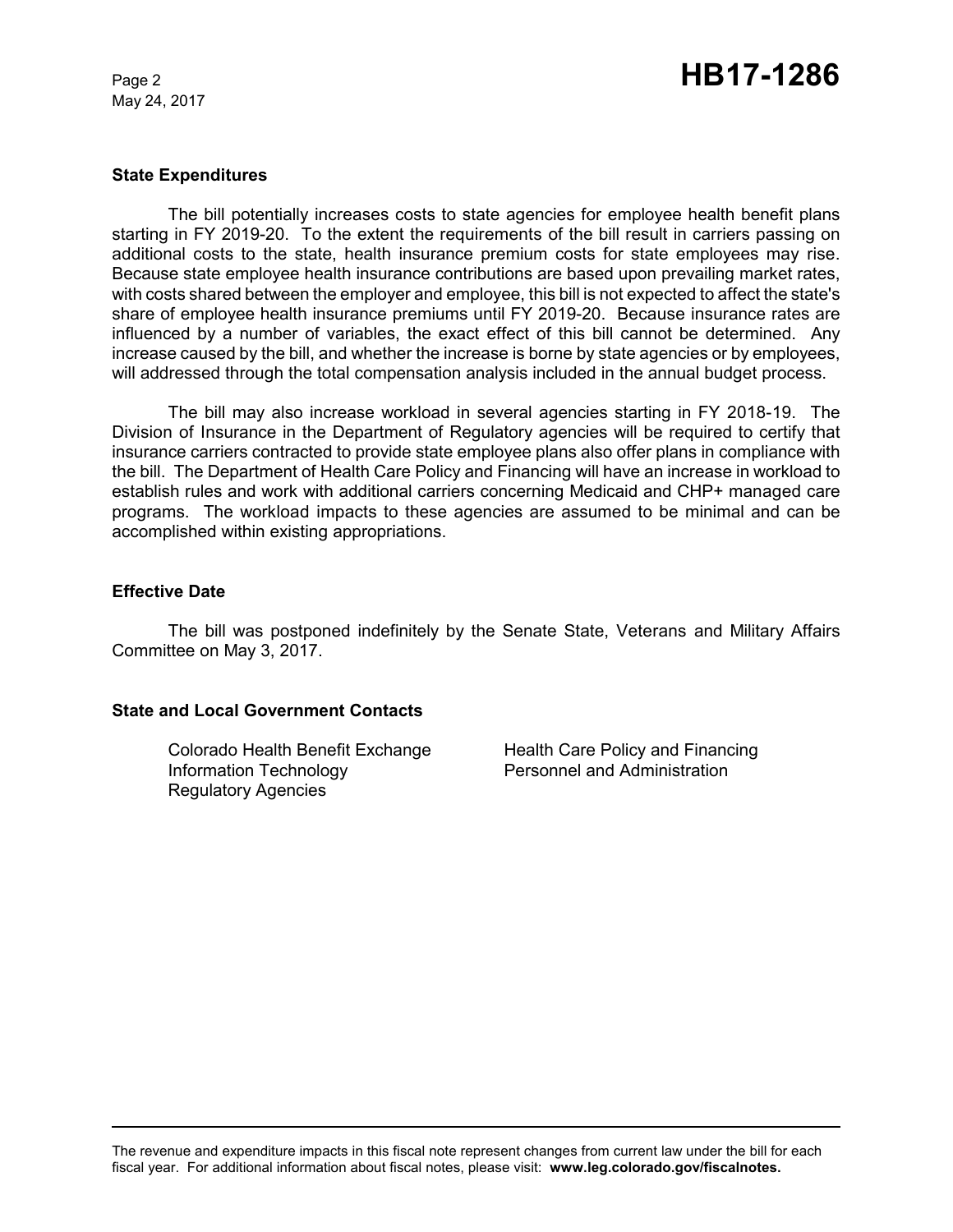## State Expenditures

The bill potentially increases costs to state agencies for employee health benefit plans starting in FY 2019-20. To the extent the requirements of the bill result in carriers passing on additional costs to the state, health insurance premium costs for state employees may rise. Because state employee health insurance contributions are based upon prevailing market rates, with costs shared between the employer and employee, this bill is not expected to affect the state's share of employee health insurance premiums until FY 2019-20. Because insurance rates are influenced by a number of variables, the exact effect of this bill cannot be determined. Any increase caused by the bill, and whether the increase is borne by state agencies or by employees, will addressed through the total compensation analysis included in the annual budget process.

The bill may also increase workload in several agencies starting in FY 2018-19. The Division of Insurance in the Department of Regulatory agencies will be required to certify that insurance carriers contracted to provide state employee plans also offer plans in compliance with the bill. The Department of Health Care Policy and Financing will have an increase in workload to establish rules and work with additional carriers concerning Medicaid and CHP+ managed care programs. The workload impacts to these agencies are assumed to be minimal and can be accomplished within existing appropriations.

## Effective Date

The bill was postponed indefinitely by the Senate State, Veterans and Military Affairs Committee on May 3, 2017.

## State and Local Government Contacts

Colorado Health Benefit Exchange
Health Care Policy and Financing
Information Technology
Personnel and Administration
Regulatory Agencies

The revenue and expenditure impacts in this fiscal note represent changes from current law under the bill for each fiscal year. For additional information about fiscal notes, please visit: **www.leg.colorado.gov/fiscalnotes.**